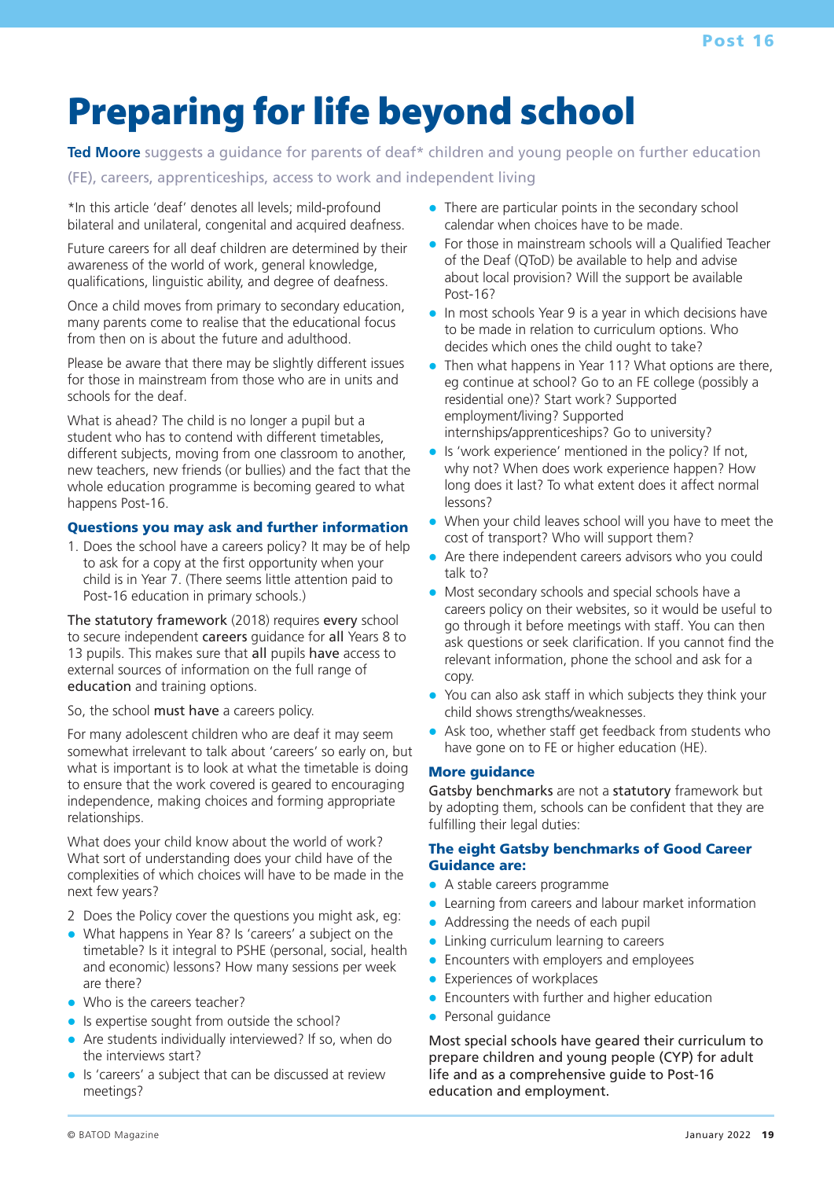# Preparing for life beyond school

**Ted Moore** suggests a guidance for parents of deaf* children and young people on further education (FE), careers, apprenticeships, access to work and independent living

*In this article 'deaf' denotes all levels; mild-profound bilateral and unilateral, congenital and acquired deafness.

Future careers for all deaf children are determined by their awareness of the world of work, general knowledge, qualifications, linguistic ability, and degree of deafness.

Once a child moves from primary to secondary education, many parents come to realise that the educational focus from then on is about the future and adulthood.

Please be aware that there may be slightly different issues for those in mainstream from those who are in units and schools for the deaf.

What is ahead? The child is no longer a pupil but a student who has to contend with different timetables, different subjects, moving from one classroom to another, new teachers, new friends (or bullies) and the fact that the whole education programme is becoming geared to what happens Post-16.

### Questions you may ask and further information

1. Does the school have a careers policy? It may be of help to ask for a copy at the first opportunity when your child is in Year 7. (There seems little attention paid to Post-16 education in primary schools.)

The statutory framework (2018) requires every school to secure independent careers guidance for all Years 8 to 13 pupils. This makes sure that all pupils have access to external sources of information on the full range of education and training options.

So, the school must have a careers policy.

For many adolescent children who are deaf it may seem somewhat irrelevant to talk about 'careers' so early on, but what is important is to look at what the timetable is doing to ensure that the work covered is geared to encouraging independence, making choices and forming appropriate relationships.

What does your child know about the world of work? What sort of understanding does your child have of the complexities of which choices will have to be made in the next few years?

2. Does the Policy cover the questions you might ask, eg:

- What happens in Year 8? Is 'careers' a subject on the timetable? Is it integral to PSHE (personal, social, health and economic) lessons? How many sessions per week are there?
- Who is the careers teacher?
- Is expertise sought from outside the school?
- Are students individually interviewed? If so, when do the interviews start?
- Is 'careers' a subject that can be discussed at review meetings?
- There are particular points in the secondary school calendar when choices have to be made.
- For those in mainstream schools will a Qualified Teacher of the Deaf (QToD) be available to help and advise about local provision? Will the support be available Post-16?
- In most schools Year 9 is a year in which decisions have to be made in relation to curriculum options. Who decides which ones the child ought to take?
- Then what happens in Year 11? What options are there, eg continue at school? Go to an FE college (possibly a residential one)? Start work? Supported employment/living? Supported internships/apprenticeships? Go to university?
- Is 'work experience' mentioned in the policy? If not, why not? When does work experience happen? How long does it last? To what extent does it affect normal lessons?
- When your child leaves school will you have to meet the cost of transport? Who will support them?
- Are there independent careers advisors who you could talk to?
- Most secondary schools and special schools have a careers policy on their websites, so it would be useful to go through it before meetings with staff. You can then ask questions or seek clarification. If you cannot find the relevant information, phone the school and ask for a copy.
- You can also ask staff in which subjects they think your child shows strengths/weaknesses.
- Ask too, whether staff get feedback from students who have gone on to FE or higher education (HE).

### More guidance

Gatsby benchmarks are not a statutory framework but by adopting them, schools can be confident that they are fulfilling their legal duties:

### The eight Gatsby benchmarks of Good Career Guidance are:

- A stable careers programme
- Learning from careers and labour market information
- Addressing the needs of each pupil
- Linking curriculum learning to careers
- Encounters with employers and employees
- Experiences of workplaces
- Encounters with further and higher education
- Personal guidance

Most special schools have geared their curriculum to prepare children and young people (CYP) for adult life and as a comprehensive guide to Post-16 education and employment.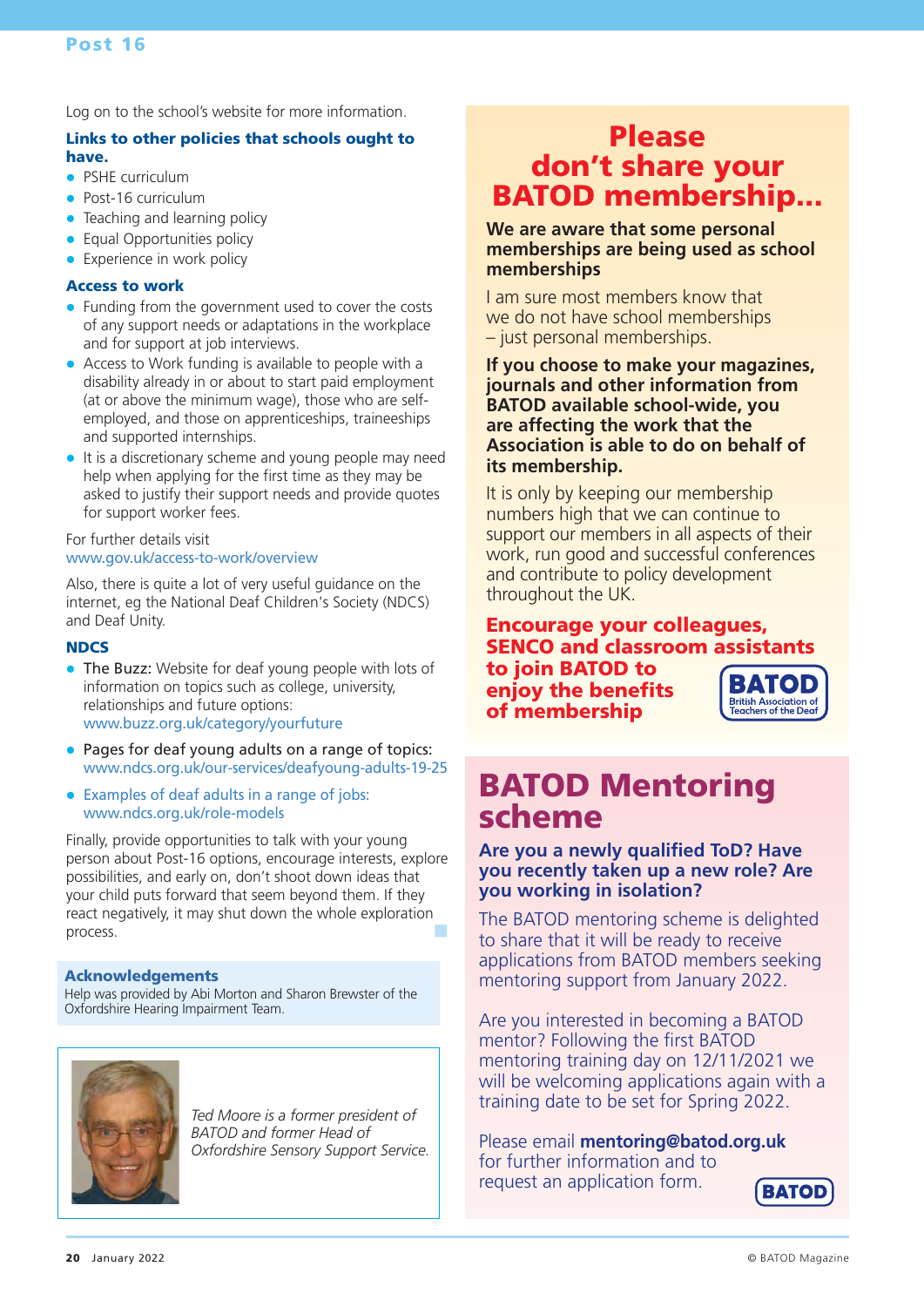Log on to the school's website for more information.

### Links to other policies that schools ought to have.

- PSHE curriculum
- Post-16 curriculum
- Teaching and learning policy
- Equal Opportunities policy
- Experience in work policy

### Access to work

- Funding from the government used to cover the costs of any support needs or adaptations in the workplace and for support at job interviews.
- Access to Work funding is available to people with a disability already in or about to start paid employment (at or above the minimum wage), those who are self-employed, and those on apprenticeships, traineeships and supported internships.
- It is a discretionary scheme and young people may need help when applying for the first time as they may be asked to justify their support needs and provide quotes for support worker fees.

For further details visit
www.gov.uk/access-to-work/overview

Also, there is quite a lot of very useful guidance on the internet, eg the National Deaf Children's Society (NDCS) and Deaf Unity.

### NDCS

- **The Buzz:** Website for deaf young people with lots of information on topics such as college, university, relationships and future options: www.buzz.org.uk/category/yourfuture
- Pages for deaf young adults on a range of topics: www.ndcs.org.uk/our-services/deafyoung-adults-19-25
- Examples of deaf adults in a range of jobs: www.ndcs.org.uk/role-models

Finally, provide opportunities to talk with your young person about Post-16 options, encourage interests, explore possibilities, and early on, don't shoot down ideas that your child puts forward that seem beyond them. If they react negatively, it may shut down the whole exploration process.

### Acknowledgements

Help was provided by Abi Morton and Sharon Brewster of the Oxfordshire Hearing Impairment Team.

*Ted Moore is a former president of BATOD and former Head of Oxfordshire Sensory Support Service.*

## Please don't share your BATOD membership...

**We are aware that some personal memberships are being used as school memberships**

I am sure most members know that we do not have school memberships – just personal memberships.

**If you choose to make your magazines, journals and other information from BATOD available school-wide, you are affecting the work that the Association is able to do on behalf of its membership.**

It is only by keeping our membership numbers high that we can continue to support our members in all aspects of their work, run good and successful conferences and contribute to policy development throughout the UK.

**Encourage your colleagues, SENCO and classroom assistants to join BATOD to enjoy the benefits of membership**

BATOD British Association of Teachers of the Deaf

## BATOD Mentoring scheme

**Are you a newly qualified ToD? Have you recently taken up a new role? Are you working in isolation?**

The BATOD mentoring scheme is delighted to share that it will be ready to receive applications from BATOD members seeking mentoring support from January 2022.

Are you interested in becoming a BATOD mentor? Following the first BATOD mentoring training day on 12/11/2021 we will be welcoming applications again with a training date to be set for Spring 2022.

Please email **mentoring@batod.org.uk** for further information and to request an application form.

BATOD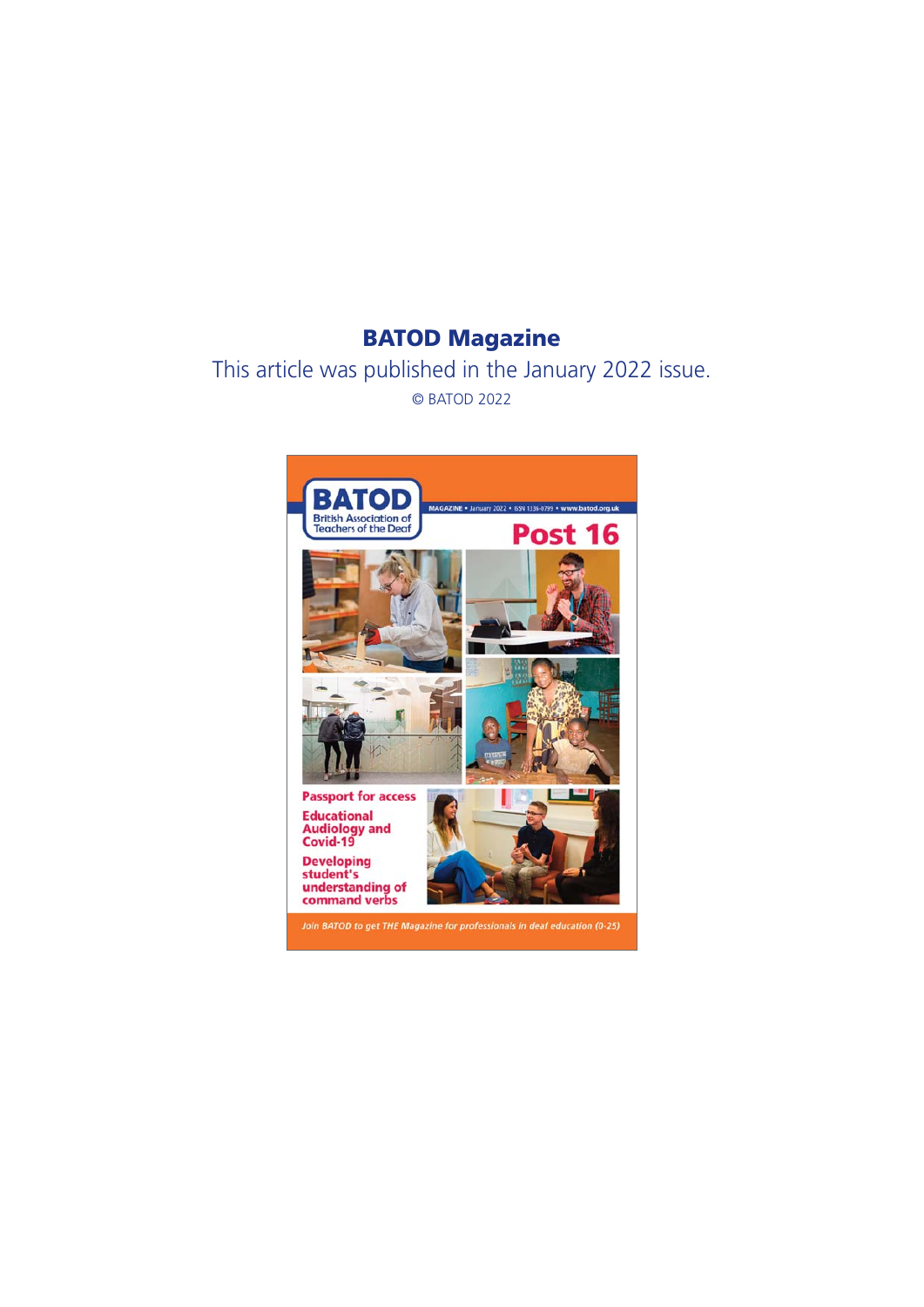**BATOD Magazine**

This article was published in the January 2022 issue.

© BATOD 2022